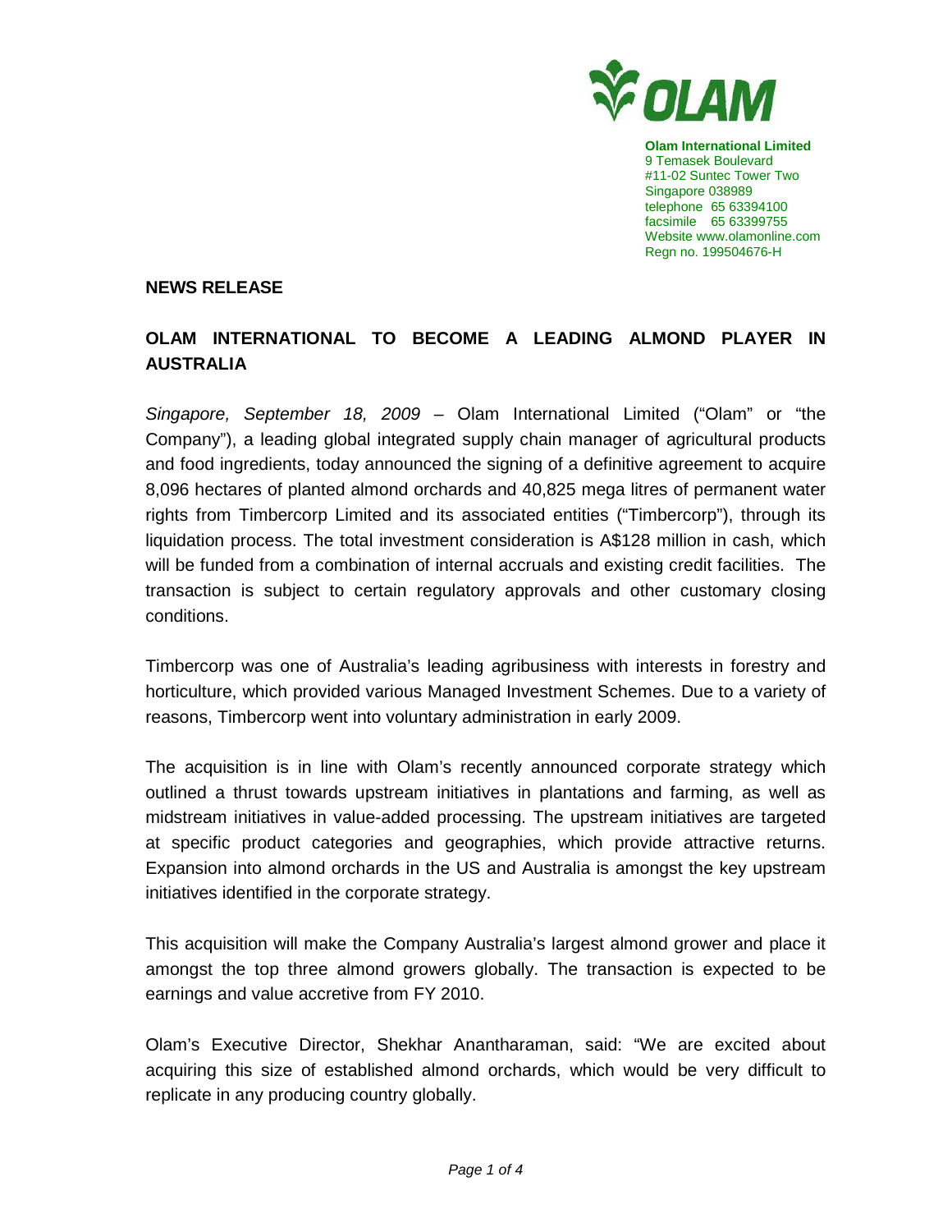**Olam International Limited**
9 Temasek Boulevard
#11-02 Suntec Tower Two
Singapore 038989
telephone 65 63394100
facsimile 65 63399755
Website www.olamonline.com
Regn no. 199504676-H

**NEWS RELEASE**

## OLAM INTERNATIONAL TO BECOME A LEADING ALMOND PLAYER IN AUSTRALIA

*Singapore, September 18, 2009* – Olam International Limited ("Olam" or "the Company"), a leading global integrated supply chain manager of agricultural products and food ingredients, today announced the signing of a definitive agreement to acquire 8,096 hectares of planted almond orchards and 40,825 mega litres of permanent water rights from Timbercorp Limited and its associated entities ("Timbercorp"), through its liquidation process. The total investment consideration is A$128 million in cash, which will be funded from a combination of internal accruals and existing credit facilities. The transaction is subject to certain regulatory approvals and other customary closing conditions.

Timbercorp was one of Australia's leading agribusiness with interests in forestry and horticulture, which provided various Managed Investment Schemes. Due to a variety of reasons, Timbercorp went into voluntary administration in early 2009.

The acquisition is in line with Olam's recently announced corporate strategy which outlined a thrust towards upstream initiatives in plantations and farming, as well as midstream initiatives in value-added processing. The upstream initiatives are targeted at specific product categories and geographies, which provide attractive returns. Expansion into almond orchards in the US and Australia is amongst the key upstream initiatives identified in the corporate strategy.

This acquisition will make the Company Australia's largest almond grower and place it amongst the top three almond growers globally. The transaction is expected to be earnings and value accretive from FY 2010.

Olam's Executive Director, Shekhar Anantharaman, said: "We are excited about acquiring this size of established almond orchards, which would be very difficult to replicate in any producing country globally.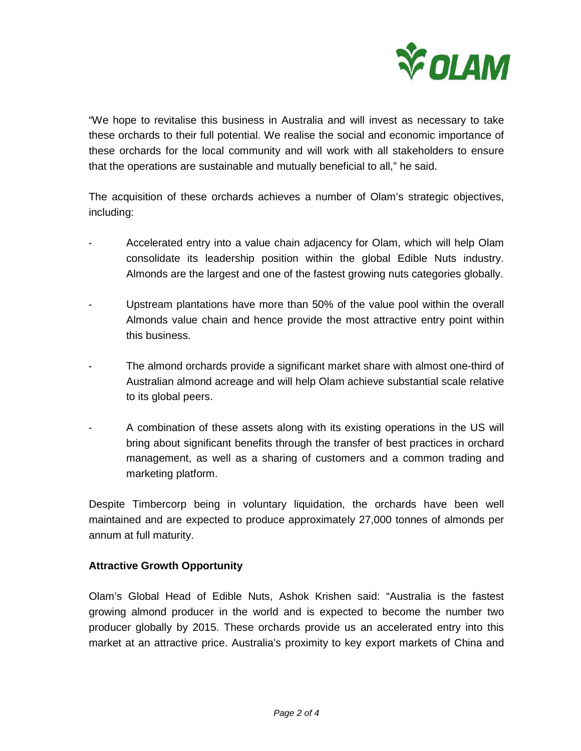"We hope to revitalise this business in Australia and will invest as necessary to take these orchards to their full potential. We realise the social and economic importance of these orchards for the local community and will work with all stakeholders to ensure that the operations are sustainable and mutually beneficial to all," he said.

The acquisition of these orchards achieves a number of Olam's strategic objectives, including:

- Accelerated entry into a value chain adjacency for Olam, which will help Olam consolidate its leadership position within the global Edible Nuts industry. Almonds are the largest and one of the fastest growing nuts categories globally.
- Upstream plantations have more than 50% of the value pool within the overall Almonds value chain and hence provide the most attractive entry point within this business.
- The almond orchards provide a significant market share with almost one-third of Australian almond acreage and will help Olam achieve substantial scale relative to its global peers.
- A combination of these assets along with its existing operations in the US will bring about significant benefits through the transfer of best practices in orchard management, as well as a sharing of customers and a common trading and marketing platform.

Despite Timbercorp being in voluntary liquidation, the orchards have been well maintained and are expected to produce approximately 27,000 tonnes of almonds per annum at full maturity.

**Attractive Growth Opportunity**

Olam's Global Head of Edible Nuts, Ashok Krishen said: "Australia is the fastest growing almond producer in the world and is expected to become the number two producer globally by 2015. These orchards provide us an accelerated entry into this market at an attractive price. Australia's proximity to key export markets of China and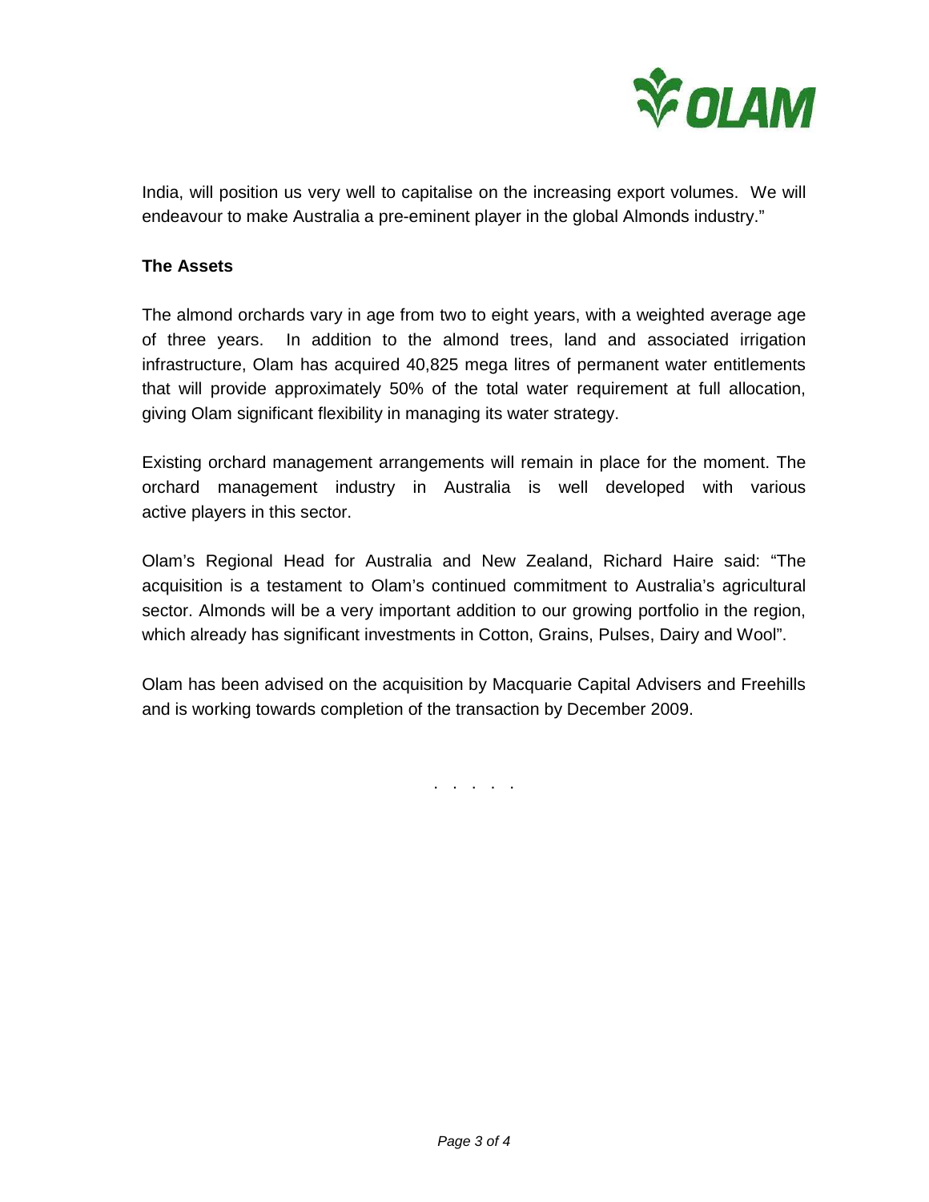India, will position us very well to capitalise on the increasing export volumes. We will endeavour to make Australia a pre-eminent player in the global Almonds industry."

**The Assets**

The almond orchards vary in age from two to eight years, with a weighted average age of three years. In addition to the almond trees, land and associated irrigation infrastructure, Olam has acquired 40,825 mega litres of permanent water entitlements that will provide approximately 50% of the total water requirement at full allocation, giving Olam significant flexibility in managing its water strategy.

Existing orchard management arrangements will remain in place for the moment. The orchard management industry in Australia is well developed with various active players in this sector.

Olam's Regional Head for Australia and New Zealand, Richard Haire said: "The acquisition is a testament to Olam's continued commitment to Australia's agricultural sector. Almonds will be a very important addition to our growing portfolio in the region, which already has significant investments in Cotton, Grains, Pulses, Dairy and Wool".

Olam has been advised on the acquisition by Macquarie Capital Advisers and Freehills and is working towards completion of the transaction by December 2009.

. . . . .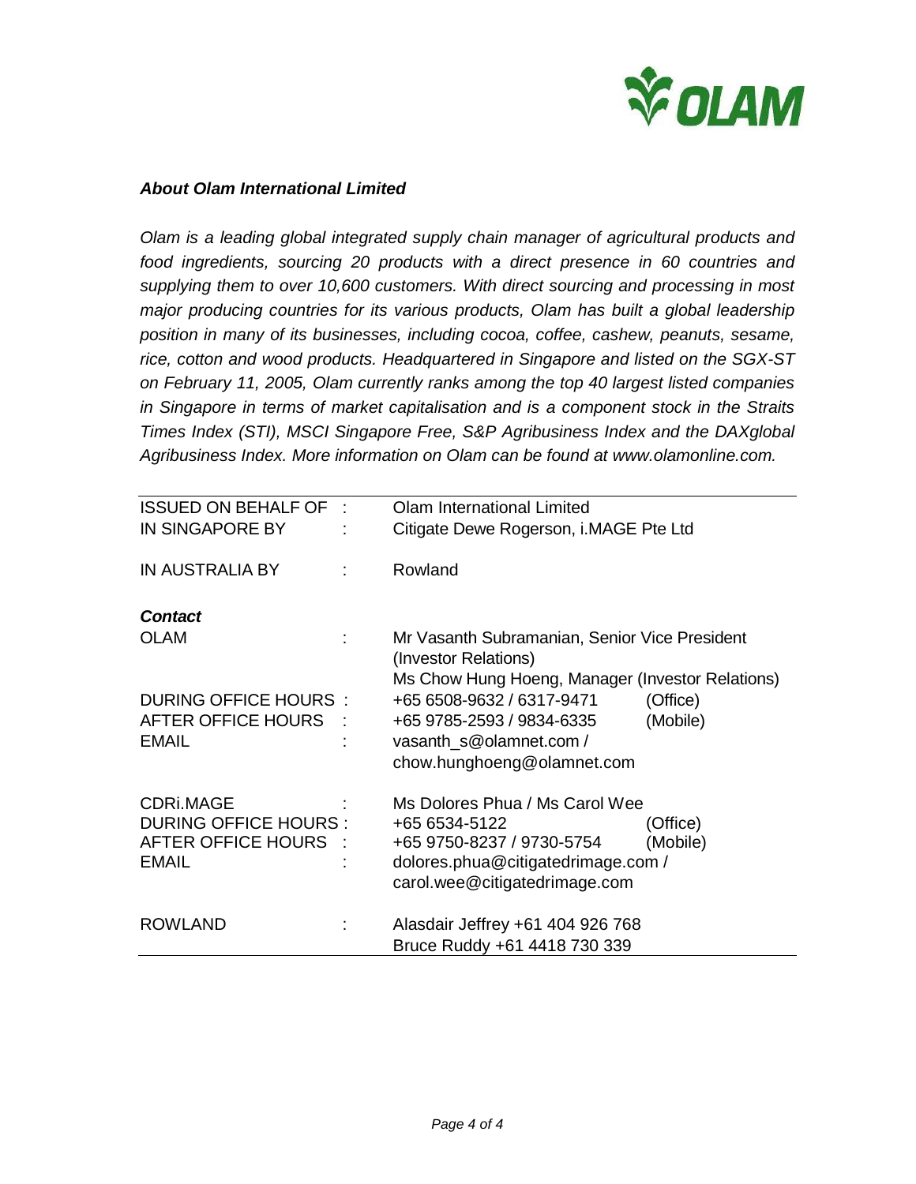### *About Olam International Limited*

*Olam is a leading global integrated supply chain manager of agricultural products and food ingredients, sourcing 20 products with a direct presence in 60 countries and supplying them to over 10,600 customers. With direct sourcing and processing in most major producing countries for its various products, Olam has built a global leadership position in many of its businesses, including cocoa, coffee, cashew, peanuts, sesame, rice, cotton and wood products. Headquartered in Singapore and listed on the SGX-ST on February 11, 2005, Olam currently ranks among the top 40 largest listed companies in Singapore in terms of market capitalisation and is a component stock in the Straits Times Index (STI), MSCI Singapore Free, S&P Agribusiness Index and the DAXglobal Agribusiness Index. More information on Olam can be found at www.olamonline.com.*

| | | |
|---|---|---|
| ISSUED ON BEHALF OF | : | Olam International Limited |
| IN SINGAPORE BY | : | Citigate Dewe Rogerson, i.MAGE Pte Ltd |
| IN AUSTRALIA BY | : | Rowland |
| ***Contact*** | | |
| OLAM | : | Mr Vasanth Subramanian, Senior Vice President (Investor Relations)<br>Ms Chow Hung Hoeng, Manager (Investor Relations) |
| DURING OFFICE HOURS | : | +65 6508-9632 / 6317-9471 (Office) |
| AFTER OFFICE HOURS | : | +65 9785-2593 / 9834-6335 (Mobile) |
| EMAIL | : | vasanth_s@olamnet.com / chow.hunghoeng@olamnet.com |
| CDRi.MAGE | : | Ms Dolores Phua / Ms Carol Wee |
| DURING OFFICE HOURS | : | +65 6534-5122 (Office) |
| AFTER OFFICE HOURS | : | +65 9750-8237 / 9730-5754 (Mobile) |
| EMAIL | : | dolores.phua@citigatedrimage.com / carol.wee@citigatedrimage.com |
| ROWLAND | : | Alasdair Jeffrey +61 404 926 768<br>Bruce Ruddy +61 4418 730 339 |